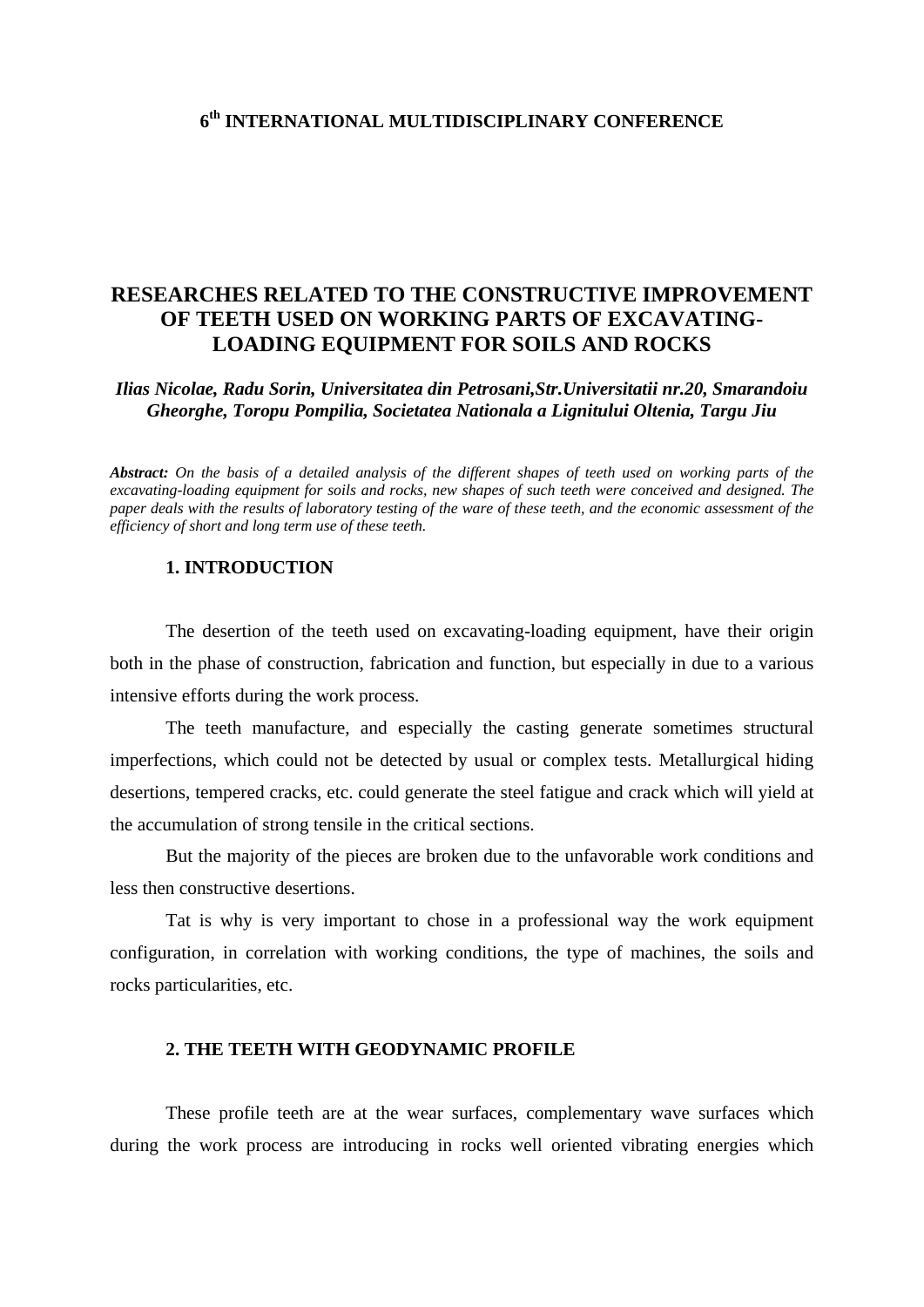**6th INTERNATIONAL MULTIDISCIPLINARY CONFERENCE**

# RESEARCHES RELATED TO THE CONSTRUCTIVE IMPROVEMENT OF TEETH USED ON WORKING PARTS OF EXCAVATING-LOADING EQUIPMENT FOR SOILS AND ROCKS

***Ilias Nicolae, Radu Sorin, Universitatea din Petrosani,Str.Universitatii nr.20, Smarandoiu Gheorghe, Toropu Pompilia, Societatea Nationala a Lignitului Oltenia, Targu Jiu***

***Abstract:*** *On the basis of a detailed analysis of the different shapes of teeth used on working parts of the excavating-loading equipment for soils and rocks, new shapes of such teeth were conceived and designed. The paper deals with the results of laboratory testing of the ware of these teeth, and the economic assessment of the efficiency of short and long term use of these teeth.*

## 1. INTRODUCTION

The desertion of the teeth used on excavating-loading equipment, have their origin both in the phase of construction, fabrication and function, but especially in due to a various intensive efforts during the work process.

The teeth manufacture, and especially the casting generate sometimes structural imperfections, which could not be detected by usual or complex tests. Metallurgical hiding desertions, tempered cracks, etc. could generate the steel fatigue and crack which will yield at the accumulation of strong tensile in the critical sections.

But the majority of the pieces are broken due to the unfavorable work conditions and less then constructive desertions.

Tat is why is very important to chose in a professional way the work equipment configuration, in correlation with working conditions, the type of machines, the soils and rocks particularities, etc.

## 2. THE TEETH WITH GEODYNAMIC PROFILE

These profile teeth are at the wear surfaces, complementary wave surfaces which during the work process are introducing in rocks well oriented vibrating energies which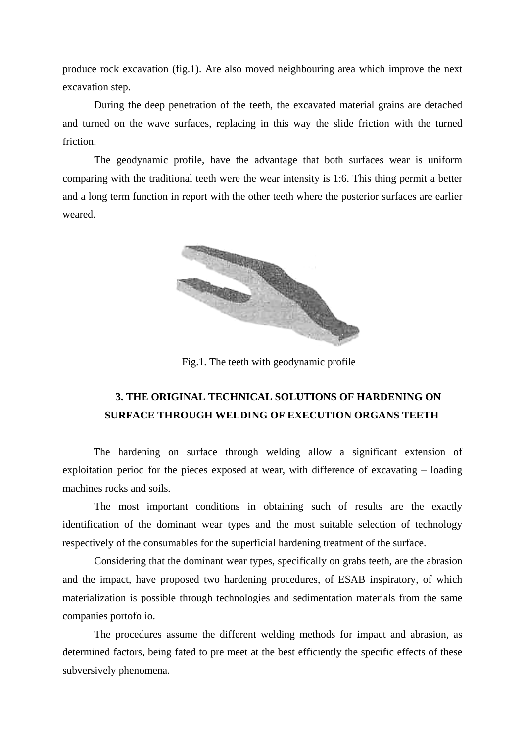produce rock excavation (fig.1). Are also moved neighbouring area which improve the next excavation step.

During the deep penetration of the teeth, the excavated material grains are detached and turned on the wave surfaces, replacing in this way the slide friction with the turned friction.

The geodynamic profile, have the advantage that both surfaces wear is uniform comparing with the traditional teeth were the wear intensity is 1:6. This thing permit a better and a long term function in report with the other teeth where the posterior surfaces are earlier weared.

Fig.1. The teeth with geodynamic profile

## 3. THE ORIGINAL TECHNICAL SOLUTIONS OF HARDENING ON SURFACE THROUGH WELDING OF EXECUTION ORGANS TEETH

The hardening on surface through welding allow a significant extension of exploitation period for the pieces exposed at wear, with difference of excavating – loading machines rocks and soils.

The most important conditions in obtaining such of results are the exactly identification of the dominant wear types and the most suitable selection of technology respectively of the consumables for the superficial hardening treatment of the surface.

Considering that the dominant wear types, specifically on grabs teeth, are the abrasion and the impact, have proposed two hardening procedures, of ESAB inspiratory, of which materialization is possible through technologies and sedimentation materials from the same companies portofolio.

The procedures assume the different welding methods for impact and abrasion, as determined factors, being fated to pre meet at the best efficiently the specific effects of these subversively phenomena.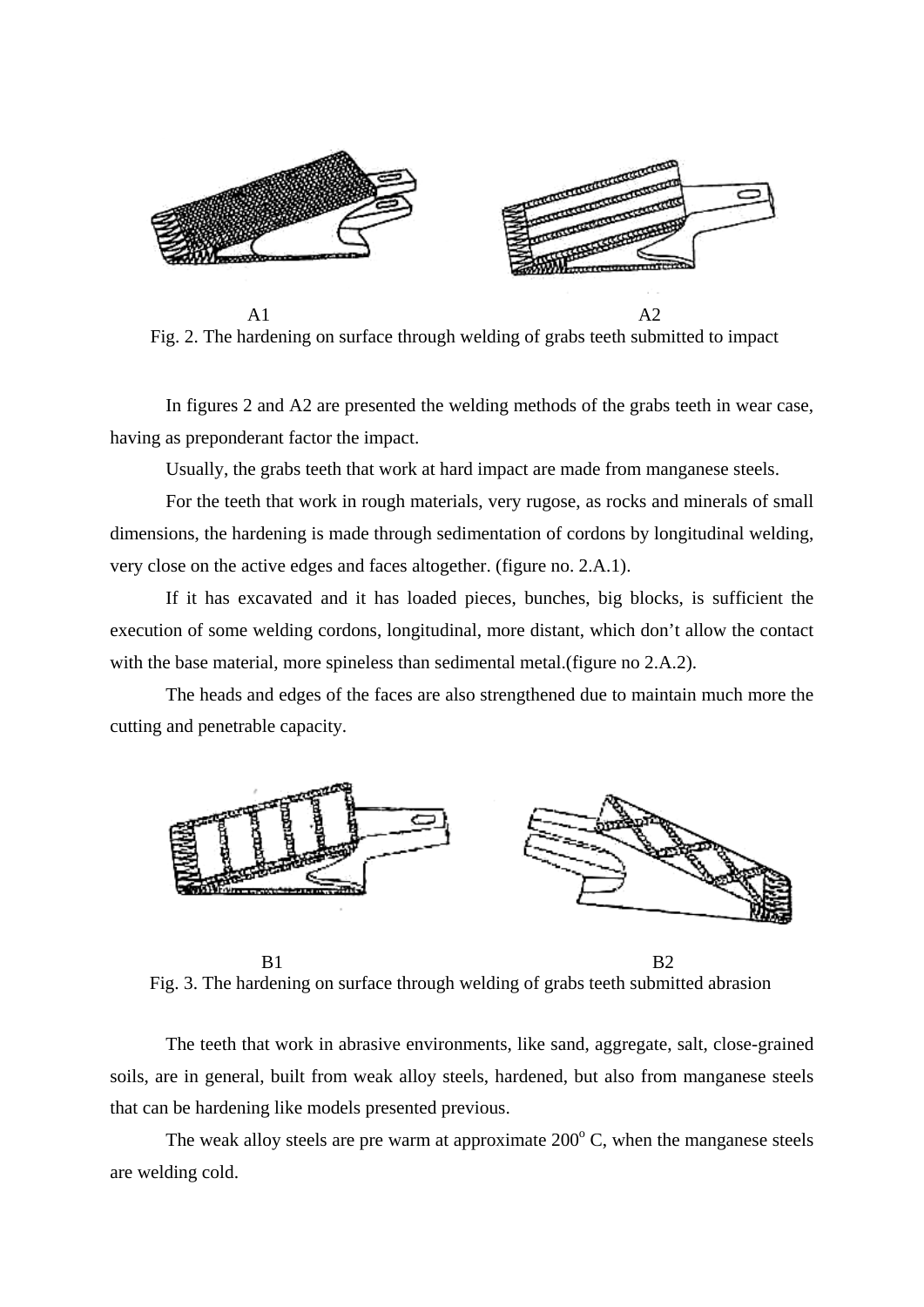A1 A2

Fig. 2. The hardening on surface through welding of grabs teeth submitted to impact

In figures 2 and A2 are presented the welding methods of the grabs teeth in wear case, having as preponderant factor the impact.

Usually, the grabs teeth that work at hard impact are made from manganese steels.

For the teeth that work in rough materials, very rugose, as rocks and minerals of small dimensions, the hardening is made through sedimentation of cordons by longitudinal welding, very close on the active edges and faces altogether. (figure no. 2.A.1).

If it has excavated and it has loaded pieces, bunches, big blocks, is sufficient the execution of some welding cordons, longitudinal, more distant, which don't allow the contact with the base material, more spineless than sedimental metal.(figure no 2.A.2).

The heads and edges of the faces are also strengthened due to maintain much more the cutting and penetrable capacity.

B1 B2

Fig. 3. The hardening on surface through welding of grabs teeth submitted abrasion

The teeth that work in abrasive environments, like sand, aggregate, salt, close-grained soils, are in general, built from weak alloy steels, hardened, but also from manganese steels that can be hardening like models presented previous.

The weak alloy steels are pre warm at approximate $200^{o}$ C, when the manganese steels are welding cold.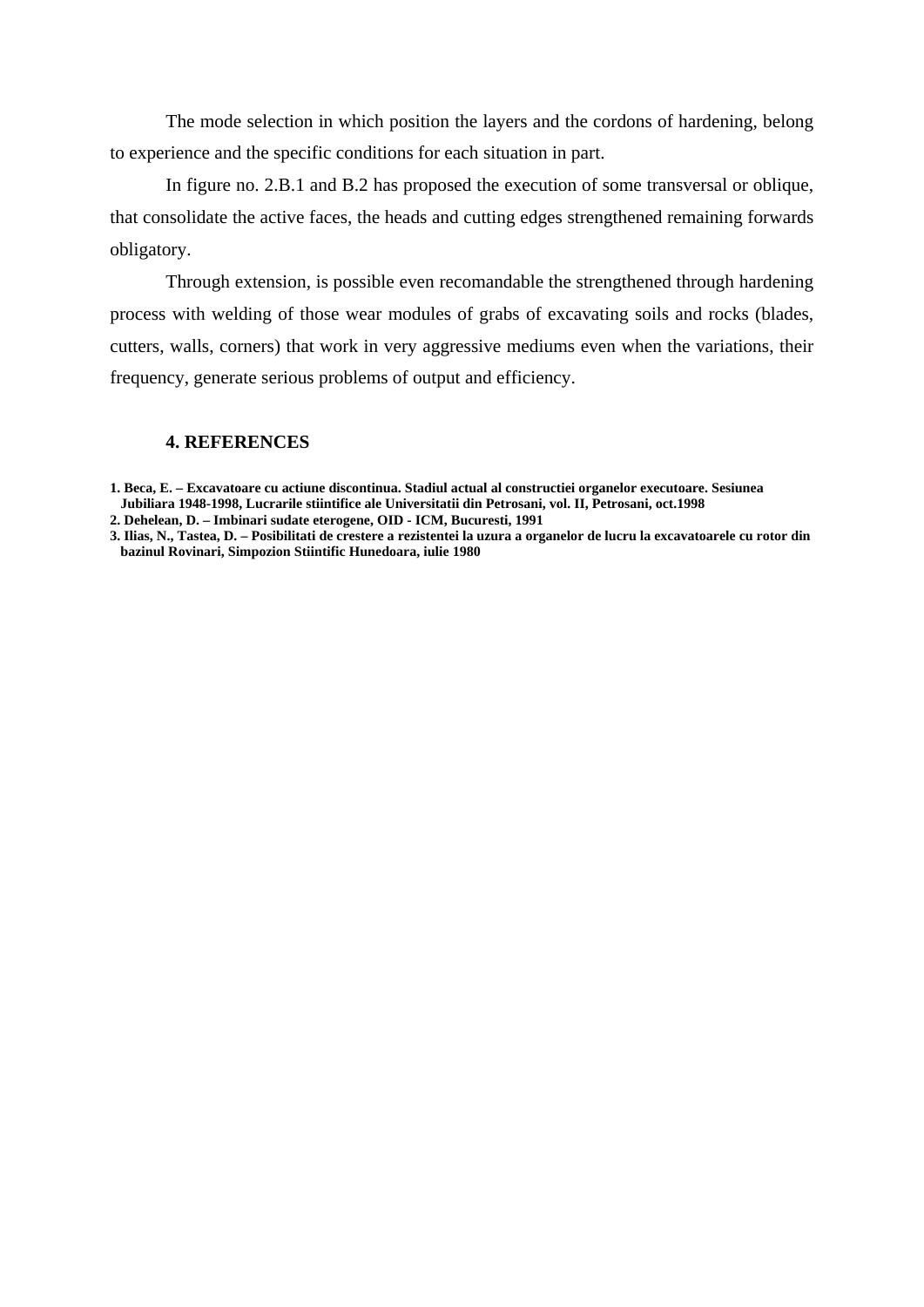The mode selection in which position the layers and the cordons of hardening, belong to experience and the specific conditions for each situation in part.

In figure no. 2.B.1 and B.2 has proposed the execution of some transversal or oblique, that consolidate the active faces, the heads and cutting edges strengthened remaining forwards obligatory.

Through extension, is possible even recomandable the strengthened through hardening process with welding of those wear modules of grabs of excavating soils and rocks (blades, cutters, walls, corners) that work in very aggressive mediums even when the variations, their frequency, generate serious problems of output and efficiency.

## 4. REFERENCES

**1. Beca, E. – Excavatoare cu actiune discontinua. Stadiul actual al constructiei organelor executoare. Sesiunea Jubiliara 1948-1998, Lucrarile stiintifice ale Universitatii din Petrosani, vol. II, Petrosani, oct.1998**

**2. Dehelean, D. – Imbinari sudate eterogene, OID - ICM, Bucuresti, 1991**

**3. Ilias, N., Tastea, D. – Posibilitati de crestere a rezistentei la uzura a organelor de lucru la excavatoarele cu rotor din bazinul Rovinari, Simpozion Stiintific Hunedoara, iulie 1980**